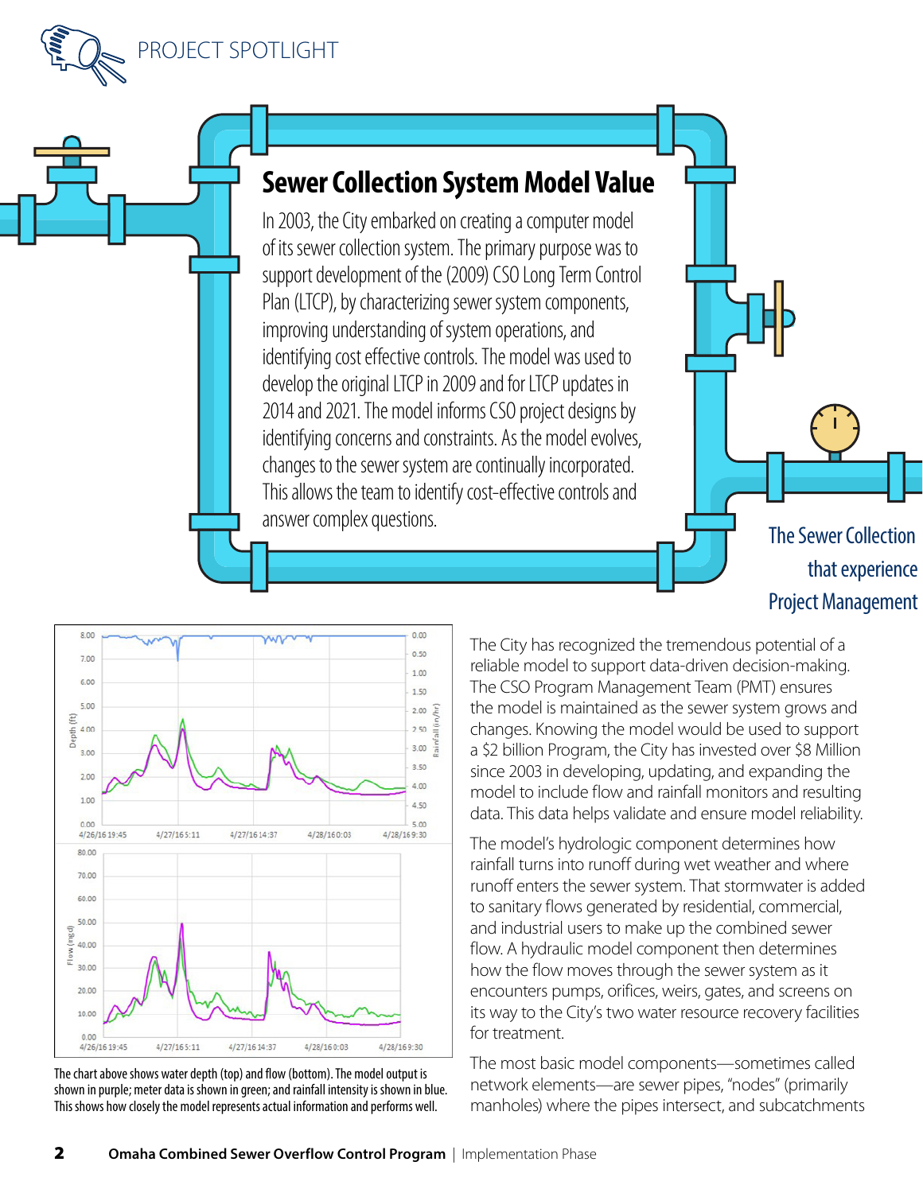PROJECT SPOTLIGHT

## Sewer Collection System Model Value

In 2003, the City embarked on creating a computer model of its sewer collection system. The primary purpose was to support development of the (2009) CSO Long Term Control Plan (LTCP), by characterizing sewer system components, improving understanding of system operations, and identifying cost effective controls. The model was used to develop the original LTCP in 2009 and for LTCP updates in 2014 and 2021. The model informs CSO project designs by identifying concerns and constraints. As the model evolves, changes to the sewer system are continually incorporated. This allows the team to identify cost-effective controls and answer complex questions.

The Sewer Collection that experience Project Management

The chart above shows water depth (top) and flow (bottom). The model output is shown in purple; meter data is shown in green; and rainfall intensity is shown in blue. This shows how closely the model represents actual information and performs well.

The City has recognized the tremendous potential of a reliable model to support data-driven decision-making. The CSO Program Management Team (PMT) ensures the model is maintained as the sewer system grows and changes. Knowing the model would be used to support a $2 billion Program, the City has invested over $8 Million since 2003 in developing, updating, and expanding the model to include flow and rainfall monitors and resulting data. This data helps validate and ensure model reliability.

The model's hydrologic component determines how rainfall turns into runoff during wet weather and where runoff enters the sewer system. That stormwater is added to sanitary flows generated by residential, commercial, and industrial users to make up the combined sewer flow. A hydraulic model component then determines how the flow moves through the sewer system as it encounters pumps, orifices, weirs, gates, and screens on its way to the City's two water resource recovery facilities for treatment.

The most basic model components—sometimes called network elements—are sewer pipes, "nodes" (primarily manholes) where the pipes intersect, and subcatchments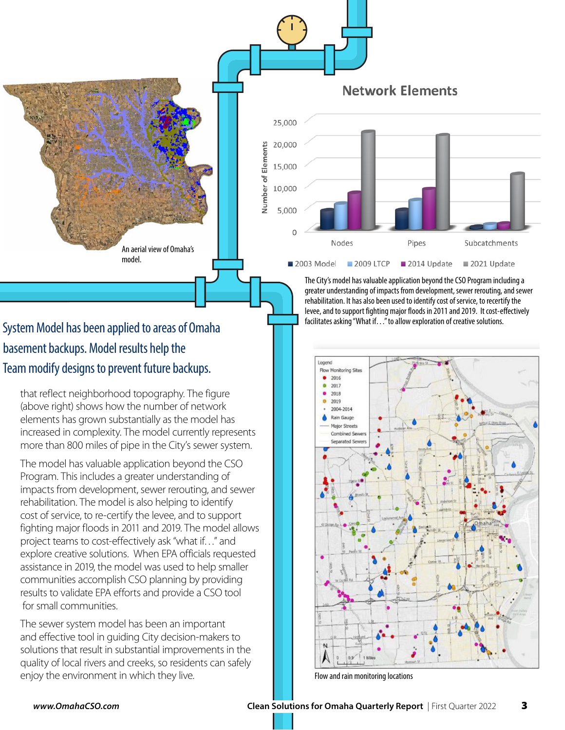An aerial view of Omaha's model.

## Network Elements

Number of Elements

25,000
20,000
15,000
10,000
5,000
0

Nodes
Pipes
Subcatchments

2003 Model
2009 LTCP
2014 Update
2021 Update

The City's model has valuable application beyond the CSO Program including a greater understanding of impacts from development, sewer rerouting, and sewer rehabilitation. It has also been used to identify cost of service, to recertify the levee, and to support fighting major floods in 2011 and 2019. It cost-effectively facilitates asking "What if…" to allow exploration of creative solutions.

## System Model has been applied to areas of Omaha basement backups. Model results help the Team modify designs to prevent future backups.

that reflect neighborhood topography. The figure (above right) shows how the number of network elements has grown substantially as the model has increased in complexity. The model currently represents more than 800 miles of pipe in the City's sewer system.

The model has valuable application beyond the CSO Program. This includes a greater understanding of impacts from development, sewer rerouting, and sewer rehabilitation. The model is also helping to identify cost of service, to re-certify the levee, and to support fighting major floods in 2011 and 2019. The model allows project teams to cost-effectively ask "what if…" and explore creative solutions. When EPA officials requested assistance in 2019, the model was used to help smaller communities accomplish CSO planning by providing results to validate EPA efforts and provide a CSO tool for small communities.

The sewer system model has been an important and effective tool in guiding City decision-makers to solutions that result in substantial improvements in the quality of local rivers and creeks, so residents can safely enjoy the environment in which they live.

Legend
Flow Monitoring Sites
2016
2017
2018
2019
2004-2014
Rain Gauge
Major Streets
Combined Sewers
Separated Sewers

Flow and rain monitoring locations